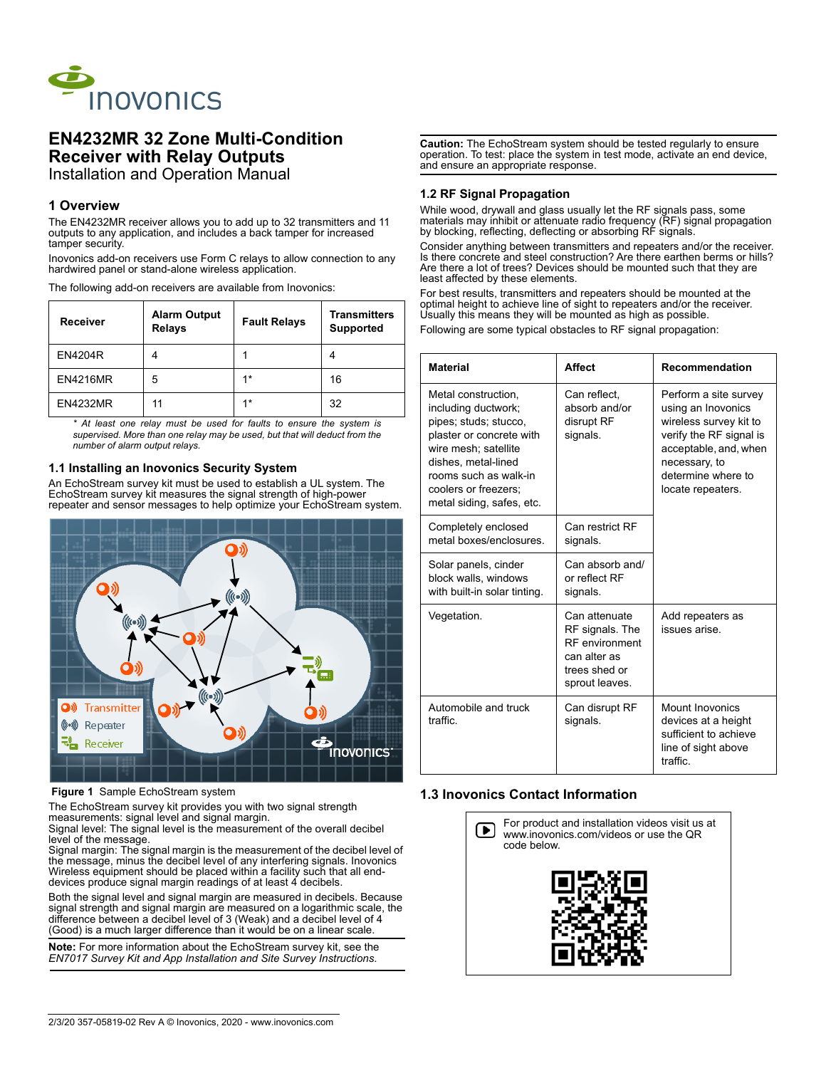# EN4232MR 32 Zone Multi-Condition Receiver with Relay Outputs

Installation and Operation Manual

## 1 Overview

The EN4232MR receiver allows you to add up to 32 transmitters and 11 outputs to any application, and includes a back tamper for increased tamper security.

Inovonics add-on receivers use Form C relays to allow connection to any hardwired panel or stand-alone wireless application.

The following add-on receivers are available from Inovonics:

| Receiver | Alarm Output Relays | Fault Relays | Transmitters Supported |
|---|---|---|---|
| EN4204R | 4 | 1 | 4 |
| EN4216MR | 5 | 1* | 16 |
| EN4232MR | 11 | 1* | 32 |

*\* At least one relay must be used for faults to ensure the system is supervised. More than one relay may be used, but that will deduct from the number of alarm output relays.*

### 1.1 Installing an Inovonics Security System

An EchoStream survey kit must be used to establish a UL system. The EchoStream survey kit measures the signal strength of high-power repeater and sensor messages to help optimize your EchoStream system.

**Figure 1** Sample EchoStream system

The EchoStream survey kit provides you with two signal strength measurements: signal level and signal margin.

Signal level: The signal level is the measurement of the overall decibel level of the message.

Signal margin: The signal margin is the measurement of the decibel level of the message, minus the decibel level of any interfering signals. Inovonics Wireless equipment should be placed within a facility such that all end-devices produce signal margin readings of at least 4 decibels.

Both the signal level and signal margin are measured in decibels. Because signal strength and signal margin are measured on a logarithmic scale, the difference between a decibel level of 3 (Weak) and a decibel level of 4 (Good) is a much larger difference than it would be on a linear scale.

**Note:** For more information about the EchoStream survey kit, see the *EN7017 Survey Kit and App Installation and Site Survey Instructions.*

**Caution:** The EchoStream system should be tested regularly to ensure operation. To test: place the system in test mode, activate an end device, and ensure an appropriate response.

### 1.2 RF Signal Propagation

While wood, drywall and glass usually let the RF signals pass, some materials may inhibit or attenuate radio frequency (RF) signal propagation by blocking, reflecting, deflecting or absorbing RF signals.

Consider anything between transmitters and repeaters and/or the receiver. Is there concrete and steel construction? Are there earthen berms or hills? Are there a lot of trees? Devices should be mounted such that they are least affected by these elements.

For best results, transmitters and repeaters should be mounted at the optimal height to achieve line of sight to repeaters and/or the receiver. Usually this means they will be mounted as high as possible.

Following are some typical obstacles to RF signal propagation:

| Material | Affect | Recommendation |
|---|---|---|
| Metal construction, including ductwork; pipes; studs; stucco, plaster or concrete with wire mesh; satellite dishes, metal-lined rooms such as walk-in coolers or freezers; metal siding, safes, etc. | Can reflect, absorb and/or disrupt RF signals. | Perform a site survey using an Inovonics wireless survey kit to verify the RF signal is acceptable, and, when necessary, to determine where to locate repeaters. |
| Completely enclosed metal boxes/enclosures. | Can restrict RF signals. | |
| Solar panels, cinder block walls, windows with built-in solar tinting. | Can absorb and/ or reflect RF signals. | |
| Vegetation. | Can attenuate RF signals. The RF environment can alter as trees shed or sprout leaves. | Add repeaters as issues arise. |
| Automobile and truck traffic. | Can disrupt RF signals. | Mount Inovonics devices at a height sufficient to achieve line of sight above traffic. |

### 1.3 Inovonics Contact Information

For product and installation videos visit us at www.inovonics.com/videos or use the QR code below.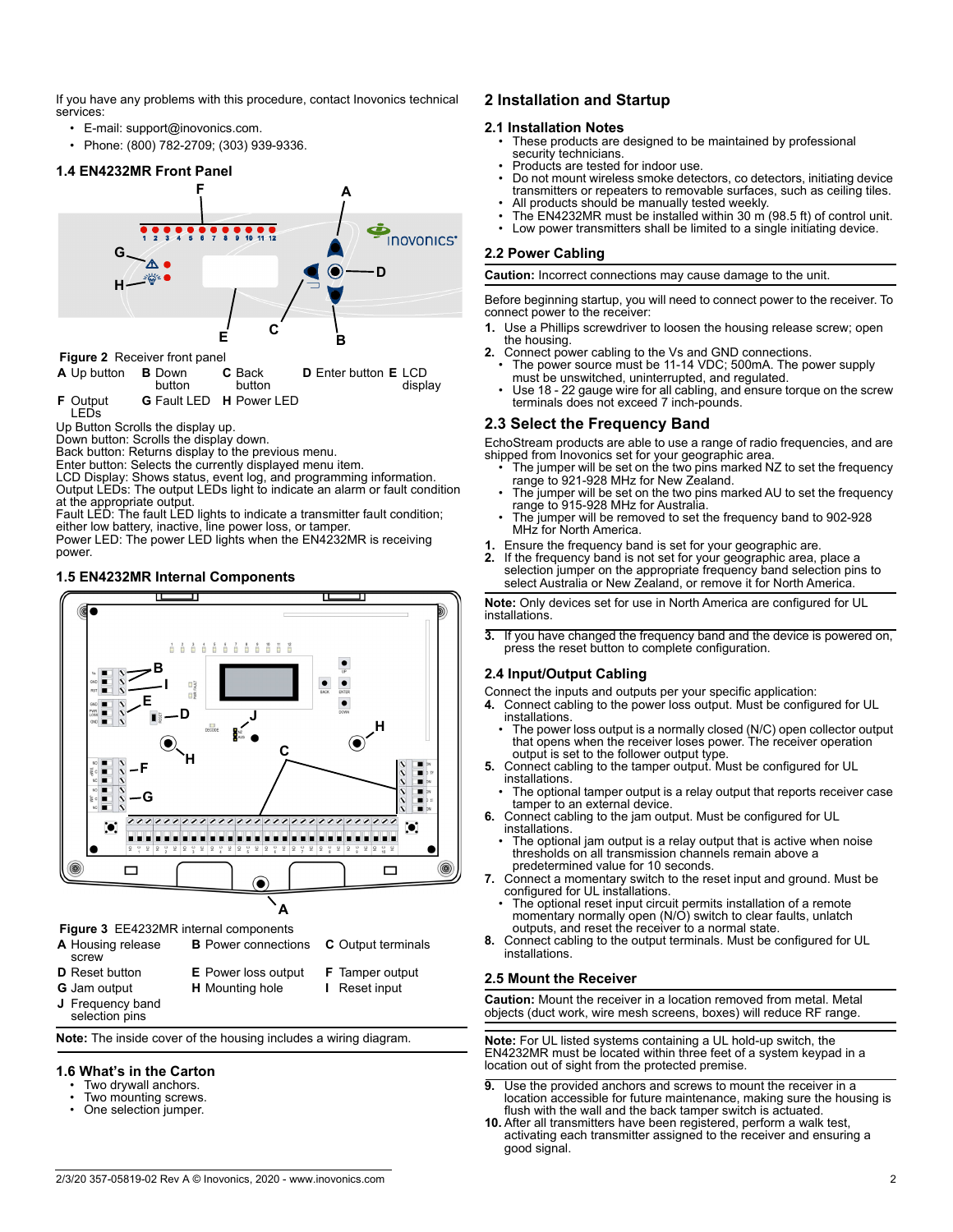If you have any problems with this procedure, contact Inovonics technical services:

- E-mail: support@inovonics.com.
- Phone: (800) 782-2709; (303) 939-9336.

### 1.4 EN4232MR Front Panel

Figure 2 Receiver front panel

| | | | | |
|---|---|---|---|---|
| **A** Up button | **B** Down button | **C** Back button | **D** Enter button | **E** LCD display |
| **F** Output LEDs | **G** Fault LED | **H** Power LED | | |

Up Button Scrolls the display up.
Down button: Scrolls the display down.
Back button: Returns display to the previous menu.
Enter button: Selects the currently displayed menu item.
LCD Display: Shows status, event log, and programming information.
Output LEDs: The output LEDs light to indicate an alarm or fault condition at the appropriate output.
Fault LED: The fault LED lights to indicate a transmitter fault condition; either low battery, inactive, line power loss, or tamper.
Power LED: The power LED lights when the EN4232MR is receiving power.

### 1.5 EN4232MR Internal Components

Figure 3 EE4232MR internal components

| | | |
|---|---|---|
| **A** Housing release screw | **B** Power connections | **C** Output terminals |
| **D** Reset button | **E** Power loss output | **F** Tamper output |
| **G** Jam output | **H** Mounting hole | **I** Reset input |
| **J** Frequency band selection pins | | |

**Note:** The inside cover of the housing includes a wiring diagram.

### 1.6 What's in the Carton

- Two drywall anchors.
- Two mounting screws.
- One selection jumper.

## 2 Installation and Startup

### 2.1 Installation Notes

- These products are designed to be maintained by professional security technicians.
- Products are tested for indoor use.
- Do not mount wireless smoke detectors, co detectors, initiating device transmitters or repeaters to removable surfaces, such as ceiling tiles.
- All products should be manually tested weekly.
- The EN4232MR must be installed within 30 m (98.5 ft) of control unit.
- Low power transmitters shall be limited to a single initiating device.

### 2.2 Power Cabling

**Caution:** Incorrect connections may cause damage to the unit.

Before beginning startup, you will need to connect power to the receiver. To connect power to the receiver:

1. Use a Phillips screwdriver to loosen the housing release screw; open the housing.
2. Connect power cabling to the Vs and GND connections.
   - The power source must be 11-14 VDC; 500mA. The power supply must be unswitched, uninterrupted, and regulated.
   - Use 18 - 22 gauge wire for all cabling, and ensure torque on the screw terminals does not exceed 7 inch-pounds.

### 2.3 Select the Frequency Band

EchoStream products are able to use a range of radio frequencies, and are shipped from Inovonics set for your geographic area.

- The jumper will be set on the two pins marked NZ to set the frequency range to 921-928 MHz for New Zealand.
- The jumper will be set on the two pins marked AU to set the frequency range to 915-928 MHz for Australia.
- The jumper will be removed to set the frequency band to 902-928 MHz for North America.

1. Ensure the frequency band is set for your geographic are.
2. If the frequency band is not set for your geographic area, place a selection jumper on the appropriate frequency band selection pins to select Australia or New Zealand, or remove it for North America.

**Note:** Only devices set for use in North America are configured for UL installations.

3. If you have changed the frequency band and the device is powered on, press the reset button to complete configuration.

### 2.4 Input/Output Cabling

Connect the inputs and outputs per your specific application:

4. Connect cabling to the power loss output. Must be configured for UL installations.
   - The power loss output is a normally closed (N/C) open collector output that opens when the receiver loses power. The receiver operation output is set to the follower output type.
5. Connect cabling to the tamper output. Must be configured for UL installations.
   - The optional tamper output is a relay output that reports receiver case tamper to an external device.
6. Connect cabling to the jam output. Must be configured for UL installations.
   - The optional jam output is a relay output that is active when noise thresholds on all transmission channels remain above a predetermined value for 10 seconds.
7. Connect a momentary switch to the reset input and ground. Must be configured for UL installations.
   - The optional reset input circuit permits installation of a remote momentary normally open (N/O) switch to clear faults, unlatch outputs, and reset the receiver to a normal state.
8. Connect cabling to the output terminals. Must be configured for UL installations.

### 2.5 Mount the Receiver

**Caution:** Mount the receiver in a location removed from metal. Metal objects (duct work, wire mesh screens, boxes) will reduce RF range.

**Note:** For UL listed systems containing a UL hold-up switch, the EN4232MR must be located within three feet of a system keypad in a location out of sight from the protected premise.

9. Use the provided anchors and screws to mount the receiver in a location accessible for future maintenance, making sure the housing is flush with the wall and the back tamper switch is actuated.
10. After all transmitters have been registered, perform a walk test, activating each transmitter assigned to the receiver and ensuring a good signal.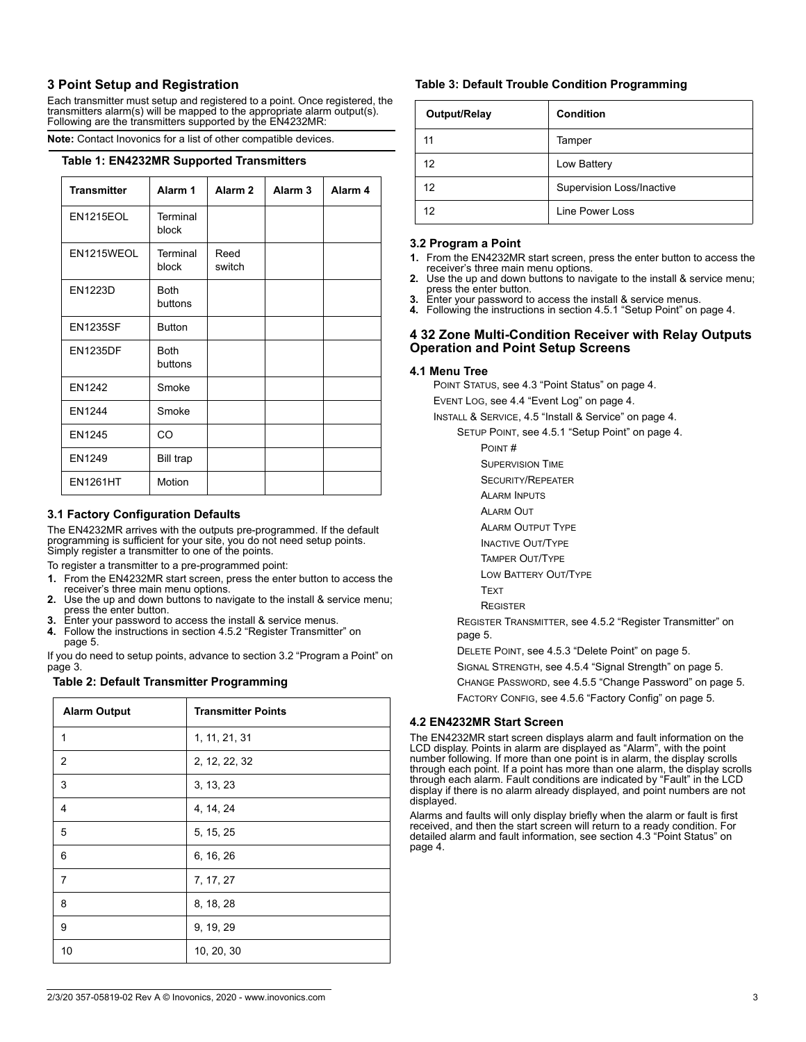## 3 Point Setup and Registration

Each transmitter must setup and registered to a point. Once registered, the transmitters alarm(s) will be mapped to the appropriate alarm output(s). Following are the transmitters supported by the EN4232MR:

**Note:** Contact Inovonics for a list of other compatible devices.

**Table 1: EN4232MR Supported Transmitters**

| Transmitter | Alarm 1 | Alarm 2 | Alarm 3 | Alarm 4 |
|---|---|---|---|---|
| EN1215EOL | Terminal block | | | |
| EN1215WEOL | Terminal block | Reed switch | | |
| EN1223D | Both buttons | | | |
| EN1235SF | Button | | | |
| EN1235DF | Both buttons | | | |
| EN1242 | Smoke | | | |
| EN1244 | Smoke | | | |
| EN1245 | CO | | | |
| EN1249 | Bill trap | | | |
| EN1261HT | Motion | | | |

### 3.1 Factory Configuration Defaults

The EN4232MR arrives with the outputs pre-programmed. If the default programming is sufficient for your site, you do not need setup points. Simply register a transmitter to one of the points.

To register a transmitter to a pre-programmed point:

1. From the EN4232MR start screen, press the enter button to access the receiver's three main menu options.
2. Use the up and down buttons to navigate to the install & service menu; press the enter button.
3. Enter your password to access the install & service menus.
4. Follow the instructions in section 4.5.2 "Register Transmitter" on page 5.

If you do need to setup points, advance to section 3.2 "Program a Point" on page 3.

**Table 2: Default Transmitter Programming**

| Alarm Output | Transmitter Points |
|---|---|
| 1 | 1, 11, 21, 31 |
| 2 | 2, 12, 22, 32 |
| 3 | 3, 13, 23 |
| 4 | 4, 14, 24 |
| 5 | 5, 15, 25 |
| 6 | 6, 16, 26 |
| 7 | 7, 17, 27 |
| 8 | 8, 18, 28 |
| 9 | 9, 19, 29 |
| 10 | 10, 20, 30 |

**Table 3: Default Trouble Condition Programming**

| Output/Relay | Condition |
|---|---|
| 11 | Tamper |
| 12 | Low Battery |
| 12 | Supervision Loss/Inactive |
| 12 | Line Power Loss |

### 3.2 Program a Point

1. From the EN4232MR start screen, press the enter button to access the receiver's three main menu options.
2. Use the up and down buttons to navigate to the install & service menu; press the enter button.
3. Enter your password to access the install & service menus.
4. Following the instructions in section 4.5.1 "Setup Point" on page 4.

## 4 32 Zone Multi-Condition Receiver with Relay Outputs Operation and Point Setup Screens

### 4.1 Menu Tree

- Point Status, see 4.3 "Point Status" on page 4.
- Event Log, see 4.4 "Event Log" on page 4.
- Install & Service, 4.5 "Install & Service" on page 4.
  - Setup Point, see 4.5.1 "Setup Point" on page 4.
    - Point #
    - Supervision Time
    - Security/Repeater
    - Alarm Inputs
    - Alarm Out
    - Alarm Output Type
    - Inactive Out/Type
    - Tamper Out/Type
    - Low Battery Out/Type
    - Text
    - Register
  - Register Transmitter, see 4.5.2 "Register Transmitter" on page 5.
  - Delete Point, see 4.5.3 "Delete Point" on page 5.
  - Signal Strength, see 4.5.4 "Signal Strength" on page 5.
  - Change Password, see 4.5.5 "Change Password" on page 5.
  - Factory Config, see 4.5.6 "Factory Config" on page 5.

### 4.2 EN4232MR Start Screen

The EN4232MR start screen displays alarm and fault information on the LCD display. Points in alarm are displayed as "Alarm", with the point number following. If more than one point is in alarm, the display scrolls through each point. If a point has more than one alarm, the display scrolls through each alarm. Fault conditions are indicated by "Fault" in the LCD display if there is no alarm already displayed, and point numbers are not displayed.

Alarms and faults will only display briefly when the alarm or fault is first received, and then the start screen will return to a ready condition. For detailed alarm and fault information, see section 4.3 "Point Status" on page 4.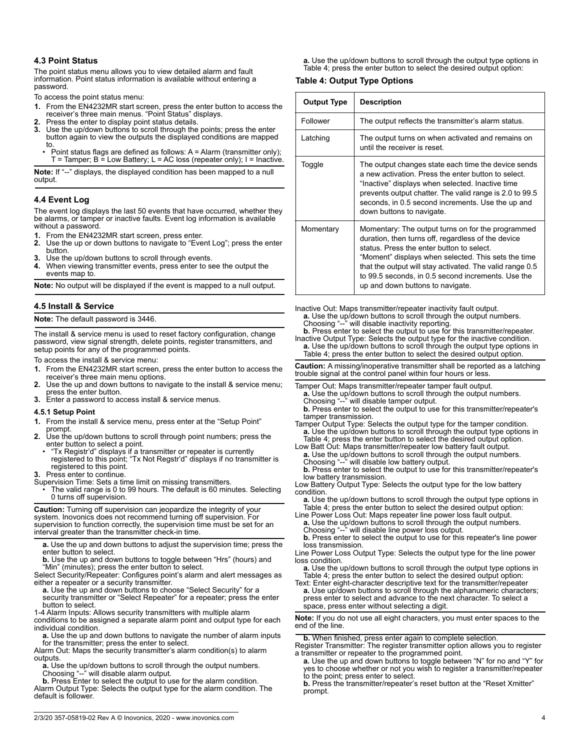### 4.3 Point Status

The point status menu allows you to view detailed alarm and fault information. Point status information is available without entering a password.

To access the point status menu:

1. From the EN4232MR start screen, press the enter button to access the receiver's three main menus. "Point Status" displays.
2. Press the enter to display point status details.
3. Use the up/down buttons to scroll through the points; press the enter button again to view the outputs the displayed conditions are mapped to.
   - Point status flags are defined as follows: A = Alarm (transmitter only); T = Tamper; B = Low Battery; L = AC loss (repeater only); I = Inactive.

**Note:** If "--" displays, the displayed condition has been mapped to a null output.

### 4.4 Event Log

The event log displays the last 50 events that have occurred, whether they be alarms, or tamper or inactive faults. Event log information is available without a password.

1. From the EN4232MR start screen, press enter.
2. Use the up or down buttons to navigate to "Event Log"; press the enter button.
3. Use the up/down buttons to scroll through events.
4. When viewing transmitter events, press enter to see the output the events map to.

**Note:** No output will be displayed if the event is mapped to a null output.

### 4.5 Install & Service

**Note:** The default password is 3446.

The install & service menu is used to reset factory configuration, change password, view signal strength, delete points, register transmitters, and setup points for any of the programmed points.

To access the install & service menu:

1. From the EN4232MR start screen, press the enter button to access the receiver's three main menu options.
2. Use the up and down buttons to navigate to the install & service menu; press the enter button.
3. Enter a password to access install & service menus.

#### 4.5.1 Setup Point

1. From the install & service menu, press enter at the "Setup Point" prompt.
2. Use the up/down buttons to scroll through point numbers; press the enter button to select a point.
   - "Tx Registr'd" displays if a transmitter or repeater is currently registered to this point; "Tx Not Regstr'd" displays if no transmitter is registered to this point.
3. Press enter to continue.

Supervision Time: Sets a time limit on missing transmitters.

- The valid range is 0 to 99 hours. The default is 60 minutes. Selecting 0 turns off supervision.

**Caution:** Turning off supervision can jeopardize the integrity of your system. Inovonics does not recommend turning off supervision. For supervision to function correctly, the supervision time must be set for an interval greater than the transmitter check-in time.

**a.** Use the up and down buttons to adjust the supervision time; press the enter button to select.
**b.** Use the up and down buttons to toggle between "Hrs" (hours) and "Min" (minutes); press the enter button to select.

Select Security/Repeater: Configures point's alarm and alert messages as either a repeater or a security transmitter.

**a.** Use the up and down buttons to choose "Select Security" for a security transmitter or "Select Repeater" for a repeater; press the enter button to select.

1-4 Alarm Inputs: Allows security transmitters with multiple alarm conditions to be assigned a separate alarm point and output type for each individual condition.

**a.** Use the up and down buttons to navigate the number of alarm inputs for the transmitter; press the enter to select.

Alarm Out: Maps the security transmitter's alarm condition(s) to alarm outputs.

**a.** Use the up/down buttons to scroll through the output numbers. Choosing "--" will disable alarm output.
**b.** Press Enter to select the output to use for the alarm condition.

Alarm Output Type: Selects the output type for the alarm condition. The default is follower.

**a.** Use the up/down buttons to scroll through the output type options in Table 4; press the enter button to select the desired output option:

**Table 4: Output Type Options**

| Output Type | Description |
|---|---|
| Follower | The output reflects the transmitter's alarm status. |
| Latching | The output turns on when activated and remains on until the receiver is reset. |
| Toggle | The output changes state each time the device sends a new activation. Press the enter button to select. "Inactive" displays when selected. Inactive time prevents output chatter. The valid range is 2.0 to 99.5 seconds, in 0.5 second increments. Use the up and down buttons to navigate. |
| Momentary | Momentary: The output turns on for the programmed duration, then turns off, regardless of the device status. Press the enter button to select. "Moment" displays when selected. This sets the time that the output will stay activated. The valid range 0.5 to 99.5 seconds, in 0.5 second increments. Use the up and down buttons to navigate. |

Inactive Out: Maps transmitter/repeater inactivity fault output.

**a.** Use the up/down buttons to scroll through the output numbers. Choosing "--" will disable inactivity reporting.
**b.** Press enter to select the output to use for this transmitter/repeater.

Inactive Output Type: Selects the output type for the inactive condition.

**a.** Use the up/down buttons to scroll through the output type options in Table 4; press the enter button to select the desired output option.

**Caution:** A missing/inoperative transmitter shall be reported as a latching trouble signal at the control panel within four hours or less.

Tamper Out: Maps transmitter/repeater tamper fault output.

**a.** Use the up/down buttons to scroll through the output numbers. Choosing "--" will disable tamper output.
**b.** Press enter to select the output to use for this transmitter/repeater's tamper transmission.

Tamper Output Type: Selects the output type for the tamper condition.

**a.** Use the up/down buttons to scroll through the output type options in Table 4; press the enter button to select the desired output option.

Low Batt Out: Maps transmitter/repeater low battery fault output.

**a.** Use the up/down buttons to scroll through the output numbers. Choosing "--" will disable low battery output.
**b.** Press enter to select the output to use for this transmitter/repeater's low battery transmission.

Low Battery Output Type: Selects the output type for the low battery condition.

**a.** Use the up/down buttons to scroll through the output type options in Table 4; press the enter button to select the desired output option:

Line Power Loss Out: Maps repeater line power loss fault output.

**a.** Use the up/down buttons to scroll through the output numbers. Choosing "--" will disable line power loss output.
**b.** Press enter to select the output to use for this repeater's line power loss transmission.

Line Power Loss Output Type: Selects the output type for the line power loss condition.

**a.** Use the up/down buttons to scroll through the output type options in Table 4; press the enter button to select the desired output option:

Text: Enter eight-character descriptive text for the transmitter/repeater

**a.** Use up/down buttons to scroll through the alphanumeric characters; press enter to select and advance to the next character. To select a space, press enter without selecting a digit.

**Note:** If you do not use all eight characters, you must enter spaces to the end of the line.

**b.** When finished, press enter again to complete selection.

Register Transmitter: The register transmitter option allows you to register a transmitter or repeater to the programmed point.

**a.** Use the up and down buttons to toggle between "N" for no and "Y" for yes to choose whether or not you wish to register a transmitter/repeater to the point; press enter to select.
**b.** Press the transmitter/repeater's reset button at the "Reset Xmitter" prompt.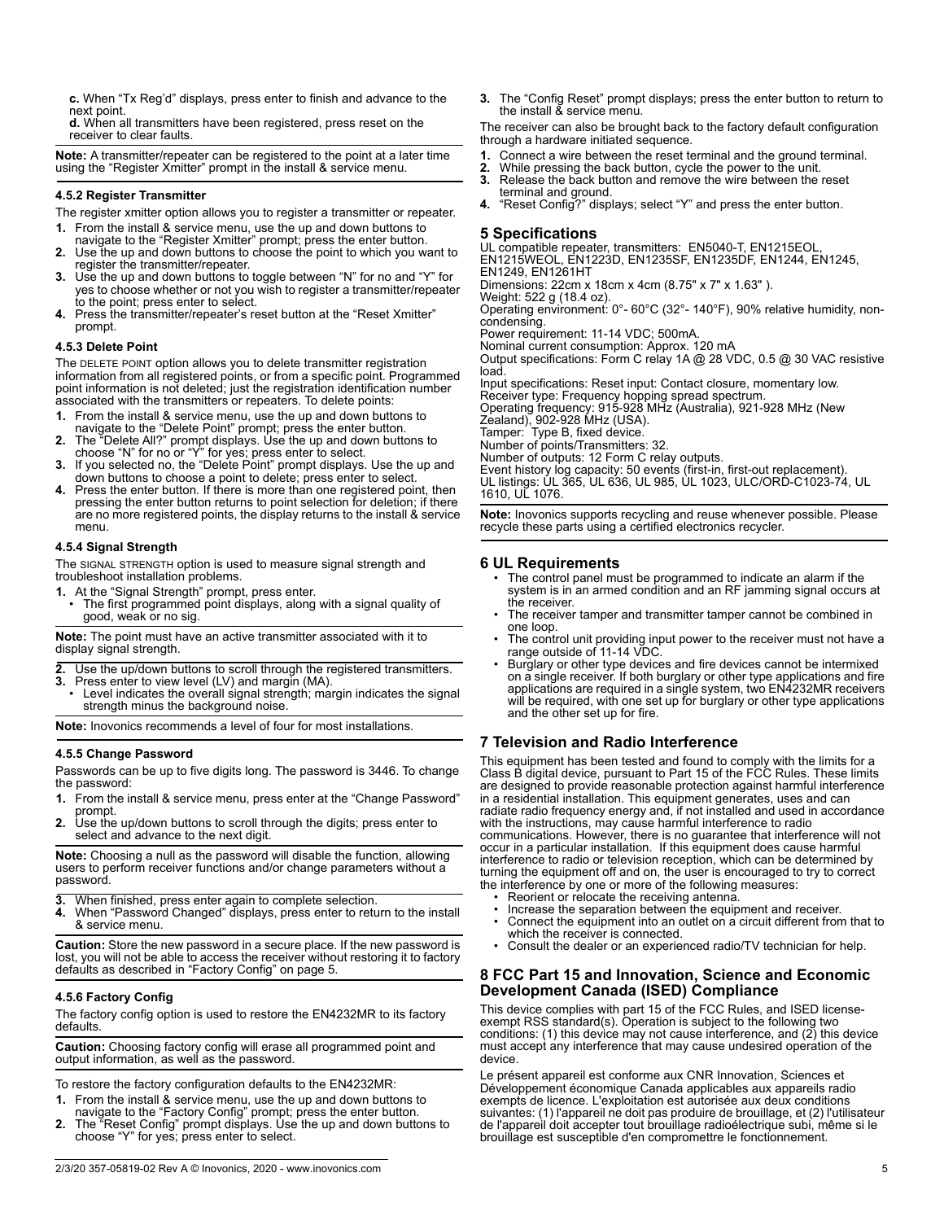**c.** When "Tx Reg'd" displays, press enter to finish and advance to the next point.

**d.** When all transmitters have been registered, press reset on the receiver to clear faults.

**Note:** A transmitter/repeater can be registered to the point at a later time using the "Register Xmitter" prompt in the install & service menu.

#### 4.5.2 Register Transmitter

The register xmitter option allows you to register a transmitter or repeater.

1. From the install & service menu, use the up and down buttons to navigate to the "Register Xmitter" prompt; press the enter button.
2. Use the up and down buttons to choose the point to which you want to register the transmitter/repeater.
3. Use the up and down buttons to toggle between "N" for no and "Y" for yes to choose whether or not you wish to register a transmitter/repeater to the point; press enter to select.
4. Press the transmitter/repeater's reset button at the "Reset Xmitter" prompt.

#### 4.5.3 Delete Point

The DELETE POINT option allows you to delete transmitter registration information from all registered points, or from a specific point. Programmed point information is not deleted; just the registration identification number associated with the transmitters or repeaters. To delete points:

1. From the install & service menu, use the up and down buttons to navigate to the "Delete Point" prompt; press the enter button.
2. The "Delete All?" prompt displays. Use the up and down buttons to choose "N" for no or "Y" for yes; press enter to select.
3. If you selected no, the "Delete Point" prompt displays. Use the up and down buttons to choose a point to delete; press enter to select.
4. Press the enter button. If there is more than one registered point, then pressing the enter button returns to point selection for deletion; if there are no more registered points, the display returns to the install & service menu.

#### 4.5.4 Signal Strength

The SIGNAL STRENGTH option is used to measure signal strength and troubleshoot installation problems.

1. At the "Signal Strength" prompt, press enter.
   - The first programmed point displays, along with a signal quality of good, weak or no sig.

**Note:** The point must have an active transmitter associated with it to display signal strength.

2. Use the up/down buttons to scroll through the registered transmitters.
3. Press enter to view level (LV) and margin (MA).
   - Level indicates the overall signal strength; margin indicates the signal strength minus the background noise.

**Note:** Inovonics recommends a level of four for most installations.

#### 4.5.5 Change Password

Passwords can be up to five digits long. The password is 3446. To change the password:

1. From the install & service menu, press enter at the "Change Password" prompt.
2. Use the up/down buttons to scroll through the digits; press enter to select and advance to the next digit.

**Note:** Choosing a null as the password will disable the function, allowing users to perform receiver functions and/or change parameters without a password.

3. When finished, press enter again to complete selection.
4. When "Password Changed" displays, press enter to return to the install & service menu.

**Caution:** Store the new password in a secure place. If the new password is lost, you will not be able to access the receiver without restoring it to factory defaults as described in "Factory Config" on page 5.

#### 4.5.6 Factory Config

The factory config option is used to restore the EN4232MR to its factory defaults.

**Caution:** Choosing factory config will erase all programmed point and output information, as well as the password.

To restore the factory configuration defaults to the EN4232MR:

1. From the install & service menu, use the up and down buttons to navigate to the "Factory Config" prompt; press the enter button.
2. The "Reset Config" prompt displays. Use the up and down buttons to choose "Y" for yes; press enter to select.
3. The "Config Reset" prompt displays; press the enter button to return to the install & service menu.

The receiver can also be brought back to the factory default configuration through a hardware initiated sequence.

1. Connect a wire between the reset terminal and the ground terminal.
2. While pressing the back button, cycle the power to the unit.
3. Release the back button and remove the wire between the reset terminal and ground.
4. "Reset Config?" displays; select "Y" and press the enter button.

## 5 Specifications

UL compatible repeater, transmitters: EN5040-T, EN1215EOL, EN1215WEOL, EN1223D, EN1235SF, EN1235DF, EN1244, EN1245, EN1249, EN1261HT
Dimensions: 22cm x 18cm x 4cm (8.75" x 7" x 1.63" ).
Weight: 522 g (18.4 oz).
Operating environment: 0°- 60°C (32°- 140°F), 90% relative humidity, non-condensing.
Power requirement: 11-14 VDC; 500mA.
Nominal current consumption: Approx. 120 mA
Output specifications: Form C relay 1A @ 28 VDC, 0.5 @ 30 VAC resistive load.
Input specifications: Reset input: Contact closure, momentary low.
Receiver type: Frequency hopping spread spectrum.
Operating frequency: 915-928 MHz (Australia), 921-928 MHz (New Zealand), 902-928 MHz (USA).
Tamper: Type B, fixed device.
Number of points/Transmitters: 32.
Number of outputs: 12 Form C relay outputs.
Event history log capacity: 50 events (first-in, first-out replacement).
UL listings: UL 365, UL 636, UL 985, UL 1023, ULC/ORD-C1023-74, UL 1610, UL 1076.

**Note:** Inovonics supports recycling and reuse whenever possible. Please recycle these parts using a certified electronics recycler.

## 6 UL Requirements

- The control panel must be programmed to indicate an alarm if the system is in an armed condition and an RF jamming signal occurs at the receiver.
- The receiver tamper and transmitter tamper cannot be combined in one loop.
- The control unit providing input power to the receiver must not have a range outside of 11-14 VDC.
- Burglary or other type devices and fire devices cannot be intermixed on a single receiver. If both burglary or other type applications and fire applications are required in a single system, two EN4232MR receivers will be required, with one set up for burglary or other type applications and the other set up for fire.

## 7 Television and Radio Interference

This equipment has been tested and found to comply with the limits for a Class B digital device, pursuant to Part 15 of the FCC Rules. These limits are designed to provide reasonable protection against harmful interference in a residential installation. This equipment generates, uses and can radiate radio frequency energy and, if not installed and used in accordance with the instructions, may cause harmful interference to radio communications. However, there is no guarantee that interference will not occur in a particular installation. If this equipment does cause harmful interference to radio or television reception, which can be determined by turning the equipment off and on, the user is encouraged to try to correct the interference by one or more of the following measures:

- Reorient or relocate the receiving antenna.
- Increase the separation between the equipment and receiver.
- Connect the equipment into an outlet on a circuit different from that to which the receiver is connected.
- Consult the dealer or an experienced radio/TV technician for help.

## 8 FCC Part 15 and Innovation, Science and Economic Development Canada (ISED) Compliance

This device complies with part 15 of the FCC Rules, and ISED license-exempt RSS standard(s). Operation is subject to the following two conditions: (1) this device may not cause interference, and (2) this device must accept any interference that may cause undesired operation of the device.

Le présent appareil est conforme aux CNR Innovation, Sciences et Développement économique Canada applicables aux appareils radio exempts de licence. L'exploitation est autorisée aux deux conditions suivantes: (1) l'appareil ne doit pas produire de brouillage, et (2) l'utilisateur de l'appareil doit accepter tout brouillage radioélectrique subi, même si le brouillage est susceptible d'en compromettre le fonctionnement.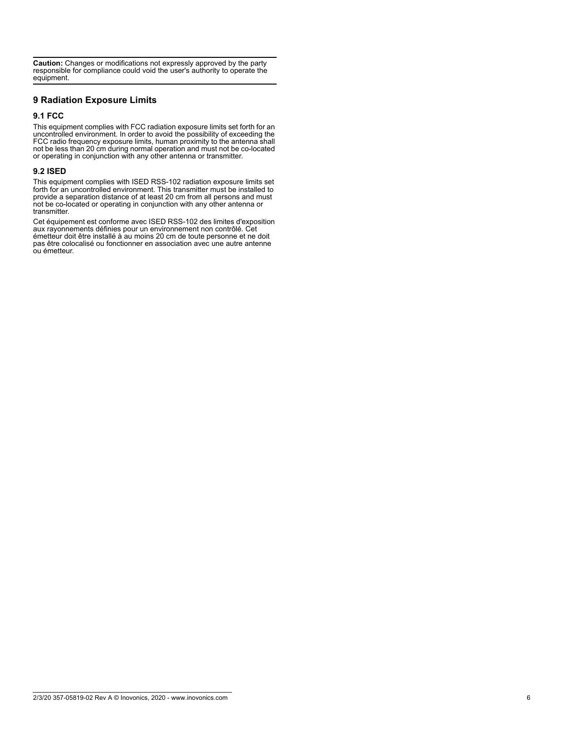**Caution:** Changes or modifications not expressly approved by the party responsible for compliance could void the user's authority to operate the equipment.

## 9 Radiation Exposure Limits

### 9.1 FCC

This equipment complies with FCC radiation exposure limits set forth for an uncontrolled environment. In order to avoid the possibility of exceeding the FCC radio frequency exposure limits, human proximity to the antenna shall not be less than 20 cm during normal operation and must not be co-located or operating in conjunction with any other antenna or transmitter.

### 9.2 ISED

This equipment complies with ISED RSS-102 radiation exposure limits set forth for an uncontrolled environment. This transmitter must be installed to provide a separation distance of at least 20 cm from all persons and must not be co-located or operating in conjunction with any other antenna or transmitter.

Cet équipement est conforme avec ISED RSS-102 des limites d'exposition aux rayonnements définies pour un environnement non contrôlé. Cet émetteur doit être installé à au moins 20 cm de toute personne et ne doit pas être colocalisé ou fonctionner en association avec une autre antenne ou émetteur.